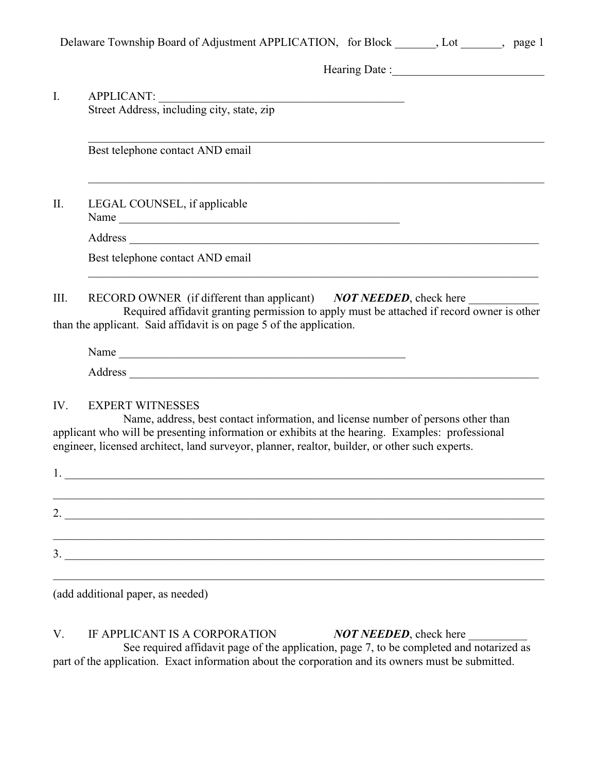Delaware Township Board of Adjustment APPLICATION, for Block _______, Lot _______, page 1

Hearing Date :__________________________

I. APPLICANT: ____________________________________________

Street Address, including city, state, zip

_______________________________________________________________________________

Best telephone contact AND email

_______________________________________________________________________________

II. LEGAL COUNSEL, if applicable

Name ___________________________________________________

Address __________________________________________________________________________

Best telephone contact AND email

_______________________________________________________________________________

III. RECORD OWNER (if different than applicant) ***NOT NEEDED***, check here ____________

Required affidavit granting permission to apply must be attached if record owner is other than the applicant. Said affidavit is on page 5 of the application.

Name ____________________________________________________

Address __________________________________________________________________________

IV. EXPERT WITNESSES

Name, address, best contact information, and license number of persons other than applicant who will be presenting information or exhibits at the hearing. Examples: professional engineer, licensed architect, land surveyor, planner, realtor, builder, or other such experts.

1. _____________________________________________________________________________

_______________________________________________________________________________

2. _____________________________________________________________________________

_______________________________________________________________________________

3. _____________________________________________________________________________

_______________________________________________________________________________

(add additional paper, as needed)

V. IF APPLICANT IS A CORPORATION ***NOT NEEDED***, check here __________

See required affidavit page of the application, page 7, to be completed and notarized as part of the application. Exact information about the corporation and its owners must be submitted.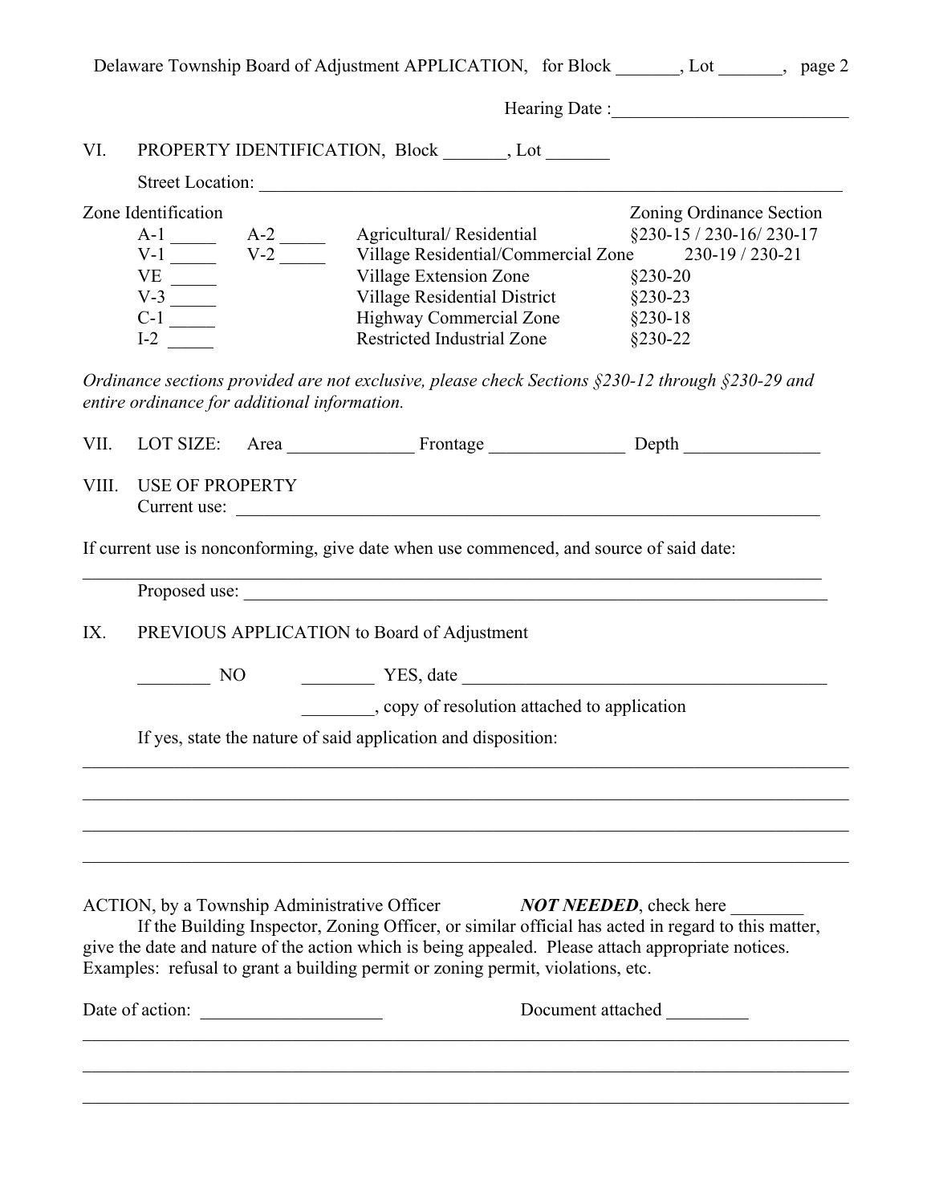Hearing Date :\_\_\_\_\_\_\_\_\_\_\_\_\_\_\_\_\_\_\_\_\_\_\_\_\_\_

VI. PROPERTY IDENTIFICATION, Block _______, Lot _______

Street Location: ________________________________________________________________

| Zone Identification | | | Zoning Ordinance Section |
|---|---|---|---|
| A-1 _____ | A-2 _____ | Agricultural/ Residential | §230-15 / 230-16/ 230-17 |
| V-1 _____ | V-2 _____ | Village Residential/Commercial Zone | 230-19 / 230-21 |
| VE _____ | | Village Extension Zone | §230-20 |
| V-3 _____ | | Village Residential District | §230-23 |
| C-1 _____ | | Highway Commercial Zone | §230-18 |
| I-2 _____ | | Restricted Industrial Zone | §230-22 |

*Ordinance sections provided are not exclusive, please check Sections §230-12 through §230-29 and entire ordinance for additional information.*

VII. LOT SIZE: Area ______________ Frontage _______________ Depth _______________

VIII. USE OF PROPERTY
Current use: ________________________________________________________________

If current use is nonconforming, give date when use commenced, and source of said date:

________________________________________________________________________________

Proposed use: ________________________________________________________________

IX. PREVIOUS APPLICATION to Board of Adjustment

________ NO ________ YES, date __________________________________________

________, copy of resolution attached to application

If yes, state the nature of said application and disposition:

________________________________________________________________________________

________________________________________________________________________________

________________________________________________________________________________

________________________________________________________________________________

ACTION, by a Township Administrative Officer ***NOT NEEDED***, check here ________

If the Building Inspector, Zoning Officer, or similar official has acted in regard to this matter, give the date and nature of the action which is being appealed. Please attach appropriate notices. Examples: refusal to grant a building permit or zoning permit, violations, etc.

Date of action: ___________________ Document attached _________

________________________________________________________________________________

________________________________________________________________________________

________________________________________________________________________________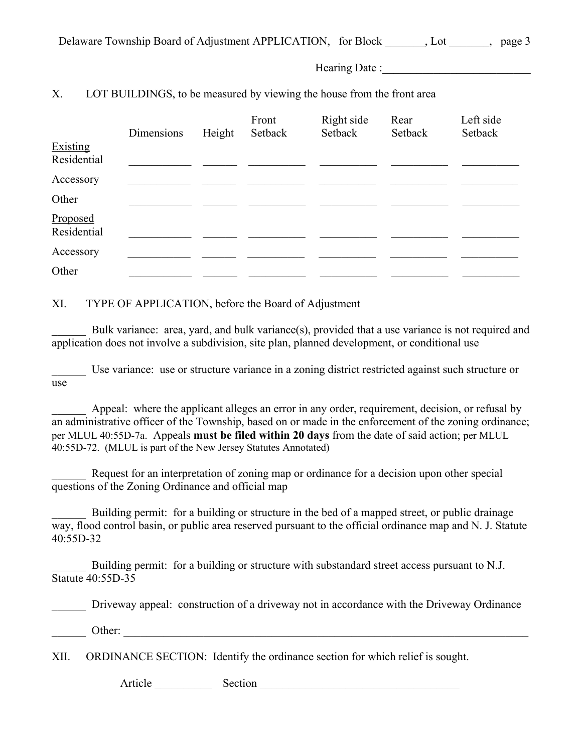Delaware Township Board of Adjustment APPLICATION, for Block _______, Lot _______, page 3

Hearing Date :__________________________

X. LOT BUILDINGS, to be measured by viewing the house from the front area

| | Dimensions | Height | Front Setback | Right side Setback | Rear Setback | Left side Setback |
|---|---|---|---|---|---|---|
| Existing Residential | ___________ | ______ | __________ | __________ | __________ | __________ |
| Accessory | ___________ | ______ | __________ | __________ | __________ | __________ |
| Other | ___________ | ______ | __________ | __________ | __________ | __________ |
| Proposed Residential | ___________ | ______ | __________ | __________ | __________ | __________ |
| Accessory | ___________ | ______ | __________ | __________ | __________ | __________ |
| Other | ___________ | ______ | __________ | __________ | __________ | __________ |

XI. TYPE OF APPLICATION, before the Board of Adjustment

______ Bulk variance: area, yard, and bulk variance(s), provided that a use variance is not required and application does not involve a subdivision, site plan, planned development, or conditional use

______ Use variance: use or structure variance in a zoning district restricted against such structure or use

______ Appeal: where the applicant alleges an error in any order, requirement, decision, or refusal by an administrative officer of the Township, based on or made in the enforcement of the zoning ordinance; per MLUL 40:55D-7a. Appeals **must be filed within 20 days** from the date of said action; per MLUL 40:55D-72. (MLUL is part of the New Jersey Statutes Annotated)

______ Request for an interpretation of zoning map or ordinance for a decision upon other special questions of the Zoning Ordinance and official map

______ Building permit: for a building or structure in the bed of a mapped street, or public drainage way, flood control basin, or public area reserved pursuant to the official ordinance map and N. J. Statute 40:55D-32

______ Building permit: for a building or structure with substandard street access pursuant to N.J. Statute 40:55D-35

______ Driveway appeal: construction of a driveway not in accordance with the Driveway Ordinance

______ Other: ________________________________________________________________________________

XII. ORDINANCE SECTION: Identify the ordinance section for which relief is sought.

Article __________ Section ____________________________________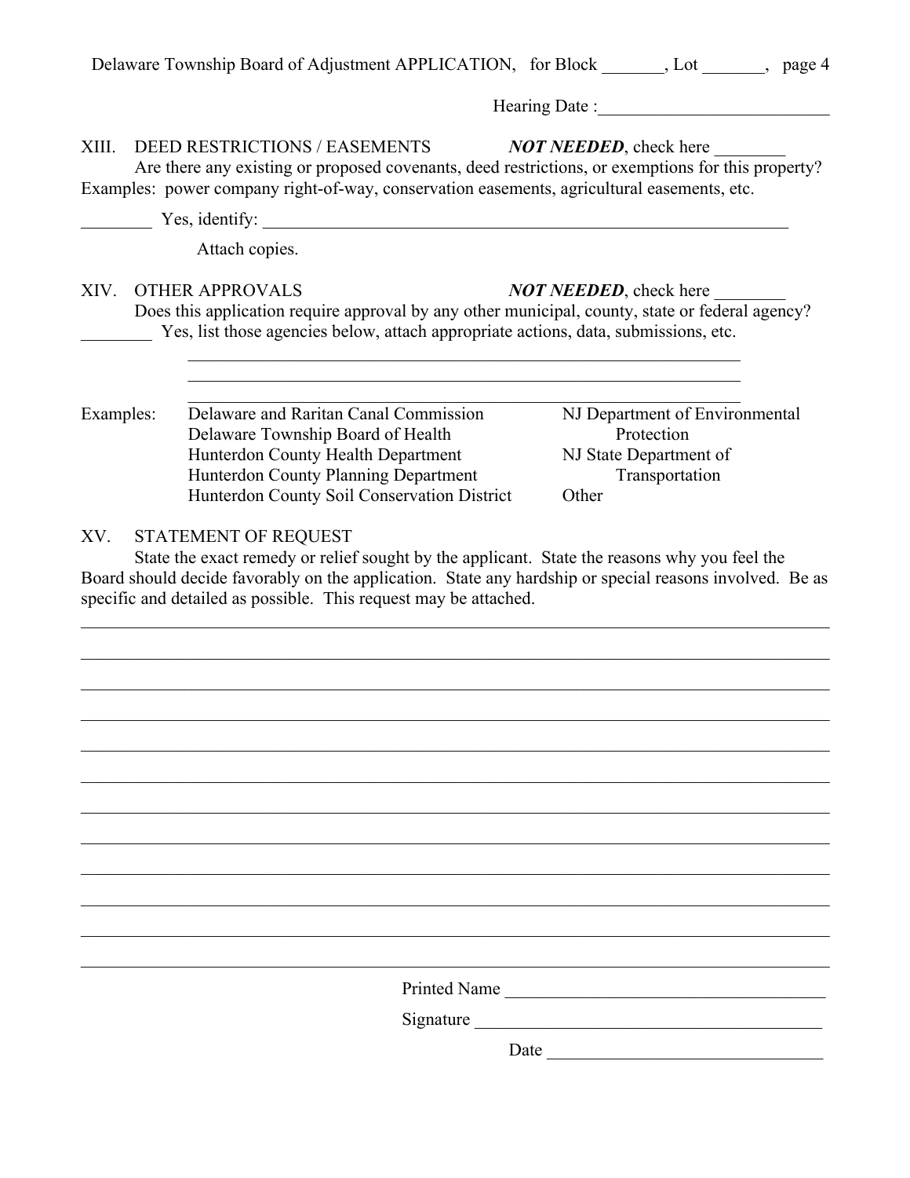Delaware Township Board of Adjustment APPLICATION, for Block _______, Lot _______, page 4

Hearing Date :__________________________

XIII. DEED RESTRICTIONS / EASEMENTS *__NOT NEEDED__*, check here ________

Are there any existing or proposed covenants, deed restrictions, or exemptions for this property? Examples: power company right-of-way, conservation easements, agricultural easements, etc.

________ Yes, identify: _______________________________________________________________

Attach copies.

XIV. OTHER APPROVALS *__NOT NEEDED__*, check here ________

Does this application require approval by any other municipal, county, state or federal agency?

________ Yes, list those agencies below, attach appropriate actions, data, submissions, etc.

_________________________________________________________________

_________________________________________________________________

_________________________________________________________________

Examples:
- Delaware and Raritan Canal Commission
- Delaware Township Board of Health
- Hunterdon County Health Department
- Hunterdon County Planning Department
- Hunterdon County Soil Conservation District
- NJ Department of Environmental Protection
- NJ State Department of Transportation
- Other

XV. STATEMENT OF REQUEST

State the exact remedy or relief sought by the applicant. State the reasons why you feel the Board should decide favorably on the application. State any hardship or special reasons involved. Be as specific and detailed as possible. This request may be attached.

_____________________________________________________________________________________

_____________________________________________________________________________________

_____________________________________________________________________________________

_____________________________________________________________________________________

_____________________________________________________________________________________

_____________________________________________________________________________________

_____________________________________________________________________________________

_____________________________________________________________________________________

_____________________________________________________________________________________

_____________________________________________________________________________________

_____________________________________________________________________________________

_____________________________________________________________________________________

Printed Name ____________________________________

Signature ________________________________________

Date _______________________________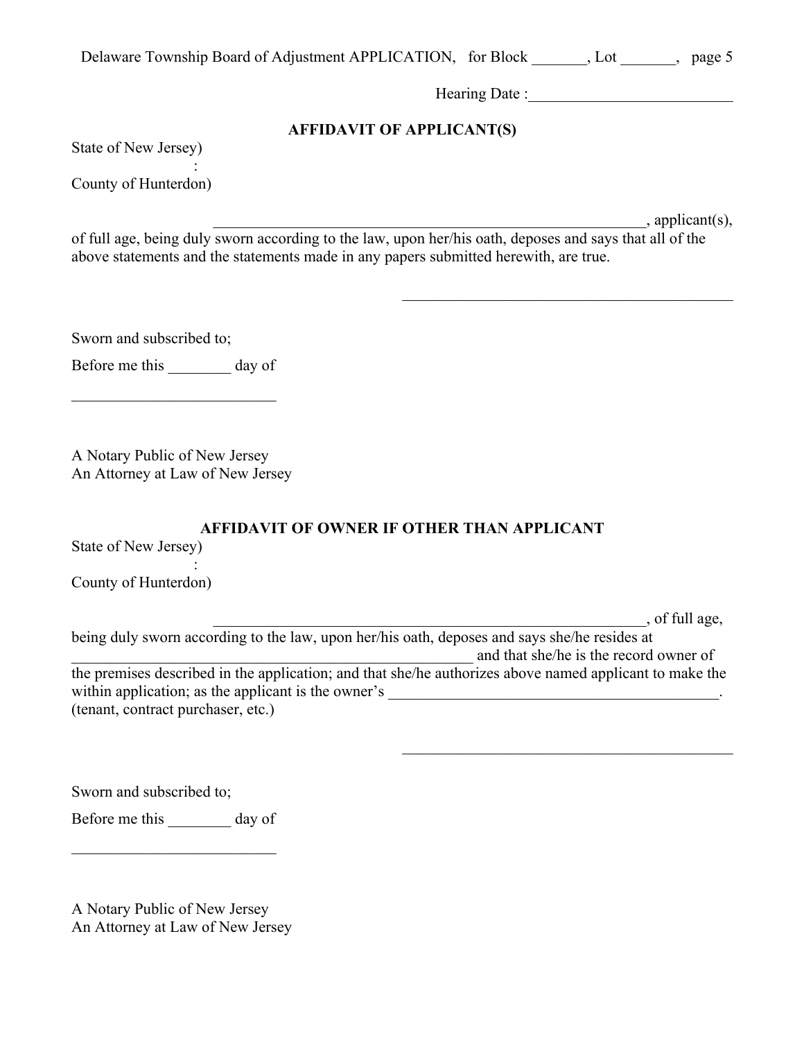Delaware Township Board of Adjustment APPLICATION, for Block _______, Lot _______, page 5

Hearing Date :__________________________

**AFFIDAVIT OF APPLICANT(S)**

State of New Jersey)
:
County of Hunterdon)

____________________________________________________________, applicant(s), of full age, being duly sworn according to the law, upon her/his oath, deposes and says that all of the above statements and the statements made in any papers submitted herewith, are true.

____________________________________________

Sworn and subscribed to;

Before me this ________ day of

__________________________

A Notary Public of New Jersey
An Attorney at Law of New Jersey

**AFFIDAVIT OF OWNER IF OTHER THAN APPLICANT**

State of New Jersey)
:
County of Hunterdon)

____________________________________________________________, of full age, being duly sworn according to the law, upon her/his oath, deposes and says she/he resides at _____________________________________________________ and that she/he is the record owner of the premises described in the application; and that she/he authorizes above named applicant to make the within application; as the applicant is the owner's ___________________________________________.
(tenant, contract purchaser, etc.)

____________________________________________

Sworn and subscribed to;

Before me this ________ day of

__________________________

A Notary Public of New Jersey
An Attorney at Law of New Jersey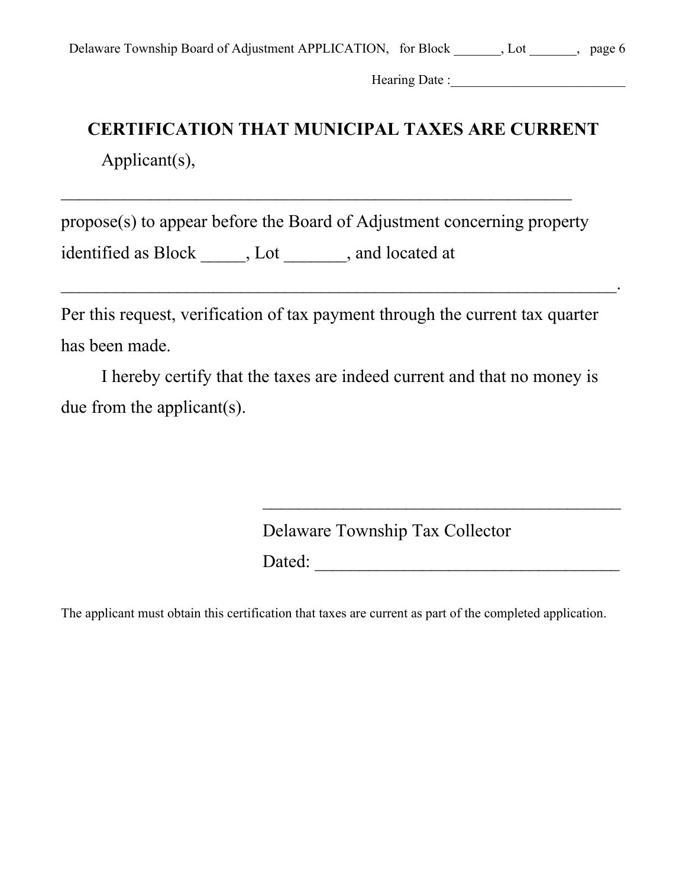Hearing Date :__________________________

## CERTIFICATION THAT MUNICIPAL TAXES ARE CURRENT

Applicant(s),

_____________________________________________________________

propose(s) to appear before the Board of Adjustment concerning property identified as Block _____, Lot _______, and located at _________________________________________________________________.

Per this request, verification of tax payment through the current tax quarter has been made.

I hereby certify that the taxes are indeed current and that no money is due from the applicant(s).

__________________________________________

Delaware Township Tax Collector

Dated: __________________________________

The applicant must obtain this certification that taxes are current as part of the completed application.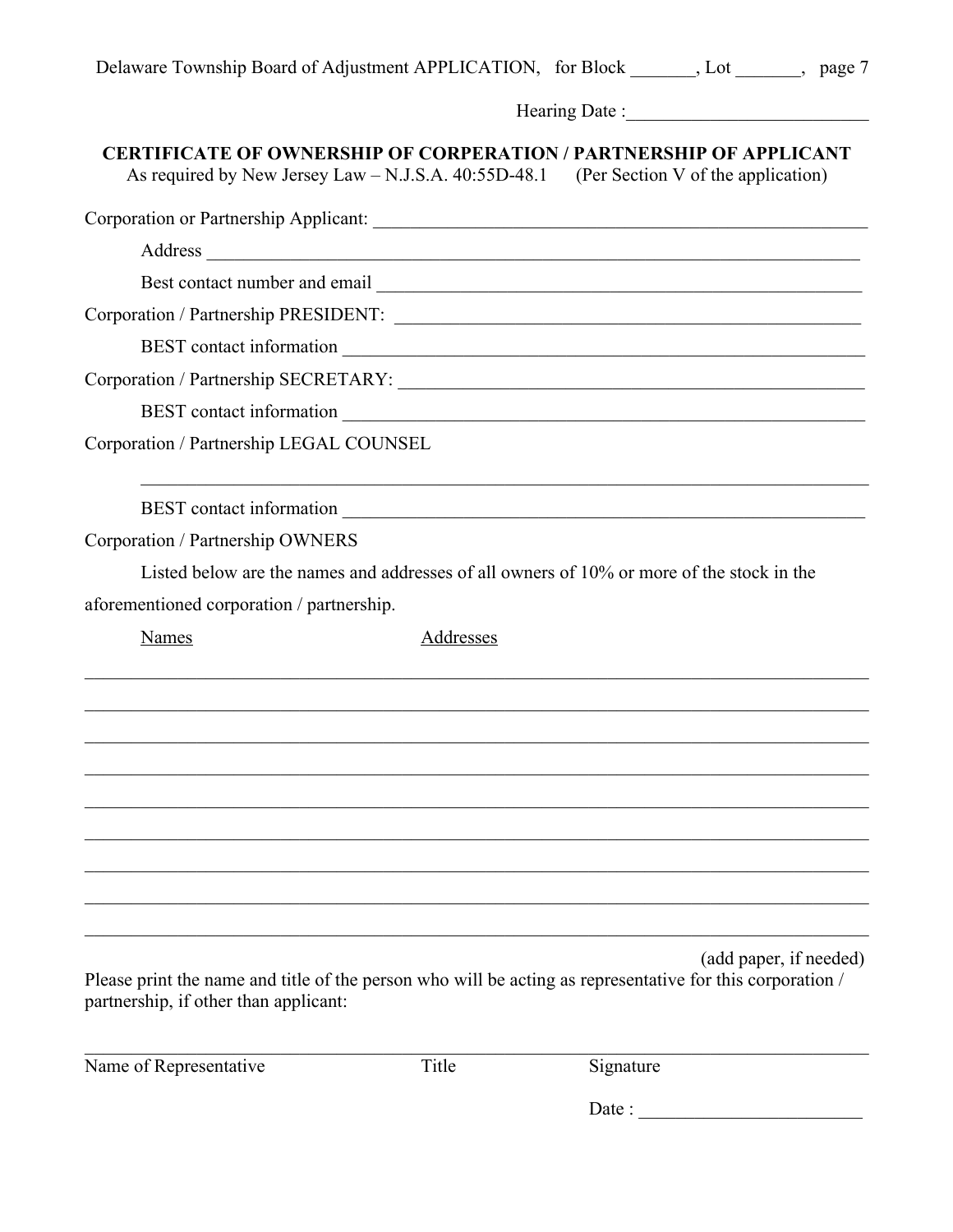Delaware Township Board of Adjustment APPLICATION, for Block _______, Lot _______,

Hearing Date :__________________________

## CERTIFICATE OF OWNERSHIP OF CORPERATION / PARTNERSHIP OF APPLICANT

As required by New Jersey Law – N.J.S.A. 40:55D-48.1 (Per Section V of the application)

Corporation or Partnership Applicant: _______________________________________________________

Address ___________________________________________________________________________

Best contact number and email ______________________________________________________

Corporation / Partnership PRESIDENT: ____________________________________________________

BEST contact information ___________________________________________________________

Corporation / Partnership SECRETARY: ___________________________________________________

BEST contact information ___________________________________________________________

Corporation / Partnership LEGAL COUNSEL

_____________________________________________________________________________

BEST contact information ___________________________________________________________

Corporation / Partnership OWNERS

Listed below are the names and addresses of all owners of 10% or more of the stock in the aforementioned corporation / partnership.

Names Addresses

_____________________________________________________________________________

_____________________________________________________________________________

_____________________________________________________________________________

_____________________________________________________________________________

_____________________________________________________________________________

_____________________________________________________________________________

_____________________________________________________________________________

_____________________________________________________________________________

_____________________________________________________________________________

(add paper, if needed)

Please print the name and title of the person who will be acting as representative for this corporation / partnership, if other than applicant:

_____________________________________________________________________________

Name of Representative Title Signature

Date : ________________________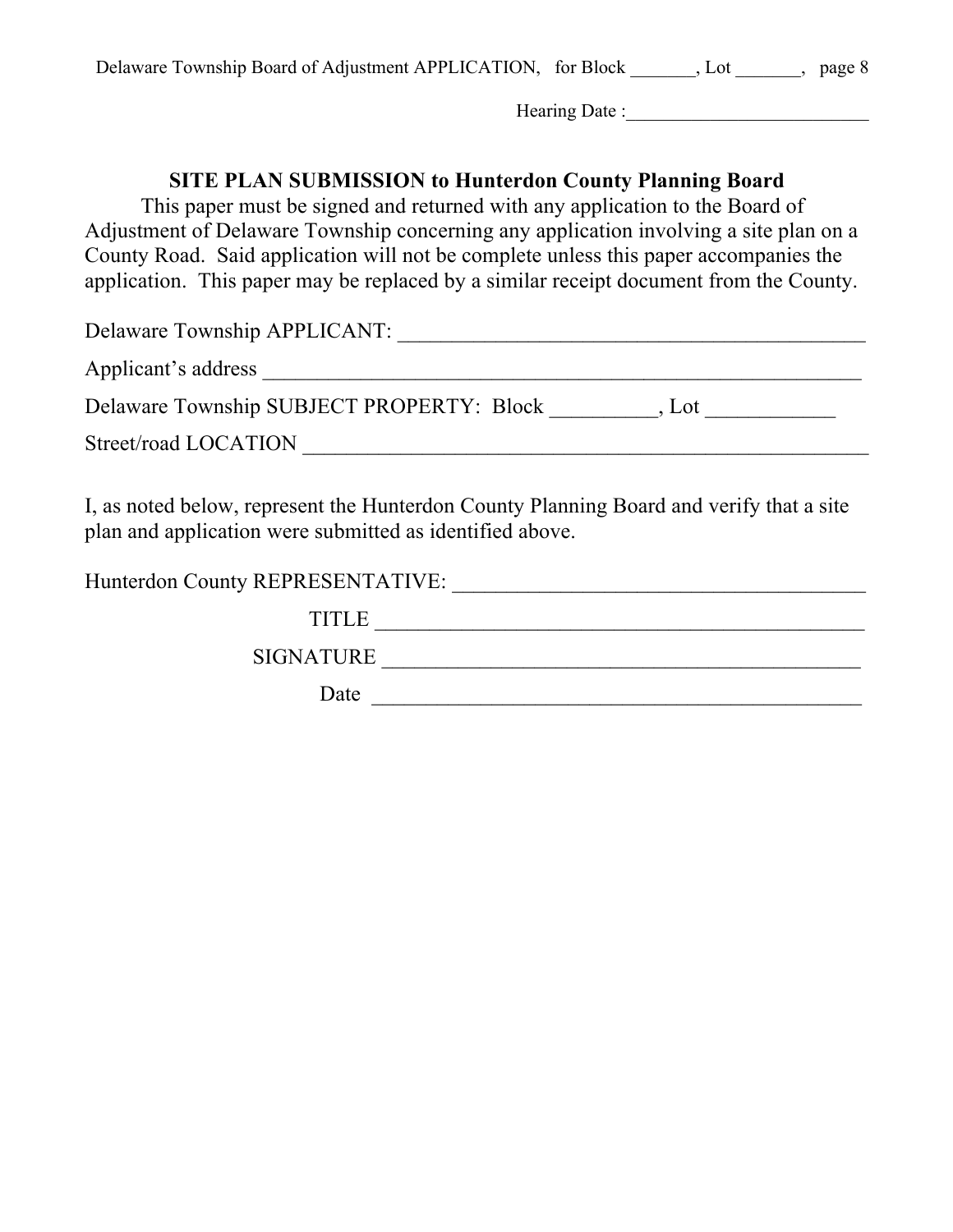Hearing Date :_________________________

## SITE PLAN SUBMISSION to Hunterdon County Planning Board

This paper must be signed and returned with any application to the Board of Adjustment of Delaware Township concerning any application involving a site plan on a County Road. Said application will not be complete unless this paper accompanies the application. This paper may be replaced by a similar receipt document from the County.

Delaware Township APPLICANT: _____________________________________________

Applicant's address _________________________________________________________

Delaware Township SUBJECT PROPERTY: Block __________, Lot ____________

Street/road LOCATION _____________________________________________________

I, as noted below, represent the Hunterdon County Planning Board and verify that a site plan and application were submitted as identified above.

Hunterdon County REPRESENTATIVE: _______________________________________

TITLE _______________________________________________

SIGNATURE ____________________________________________

Date ______________________________________________